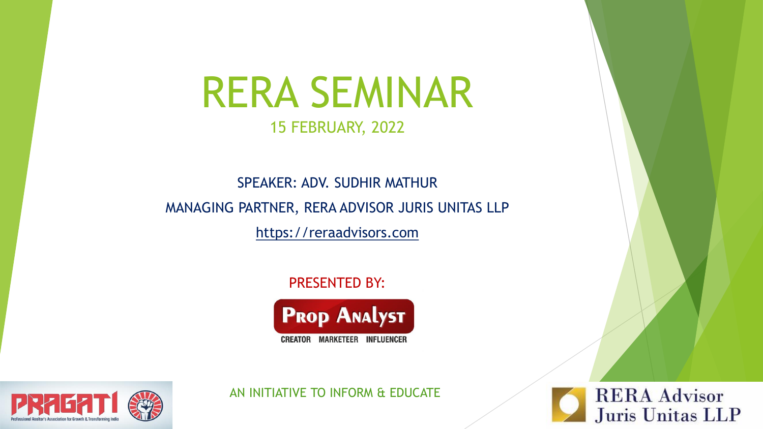# RERA SEMINAR

15 FEBRUARY, 2022

SPEAKER: ADV. SUDHIR MATHUR

MANAGING PARTNER, RERA ADVISOR JURIS UNITAS LLP

https://reraadvisors.com

PRESENTED BY:

Prop Analyst

CREATOR MARKETEER INFLUENCER

AN INITIATIVE TO INFORM & EDUCATE

PRAGATI

Professional Realtor's Association for Growth & Transforming India

RERA Advisor Juris Unitas LLP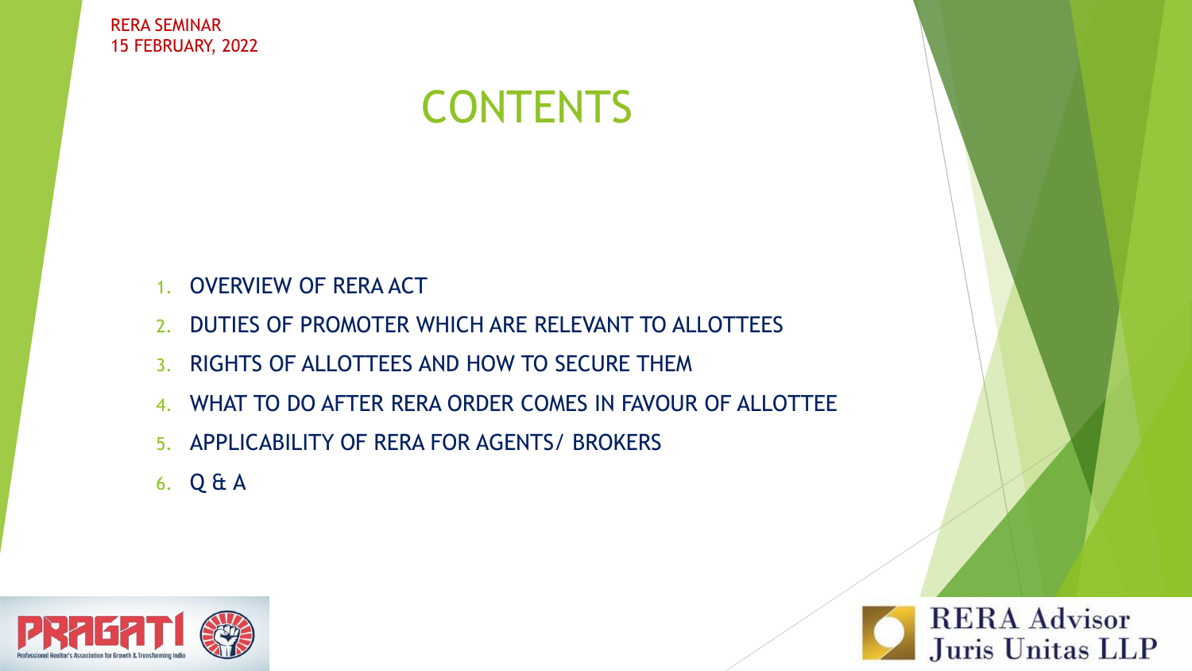RERA SEMINAR
15 FEBRUARY, 2022

# CONTENTS

1. OVERVIEW OF RERA ACT
2. DUTIES OF PROMOTER WHICH ARE RELEVANT TO ALLOTTEES
3. RIGHTS OF ALLOTTEES AND HOW TO SECURE THEM
4. WHAT TO DO AFTER RERA ORDER COMES IN FAVOUR OF ALLOTTEE
5. APPLICABILITY OF RERA FOR AGENTS/ BROKERS
6. Q & A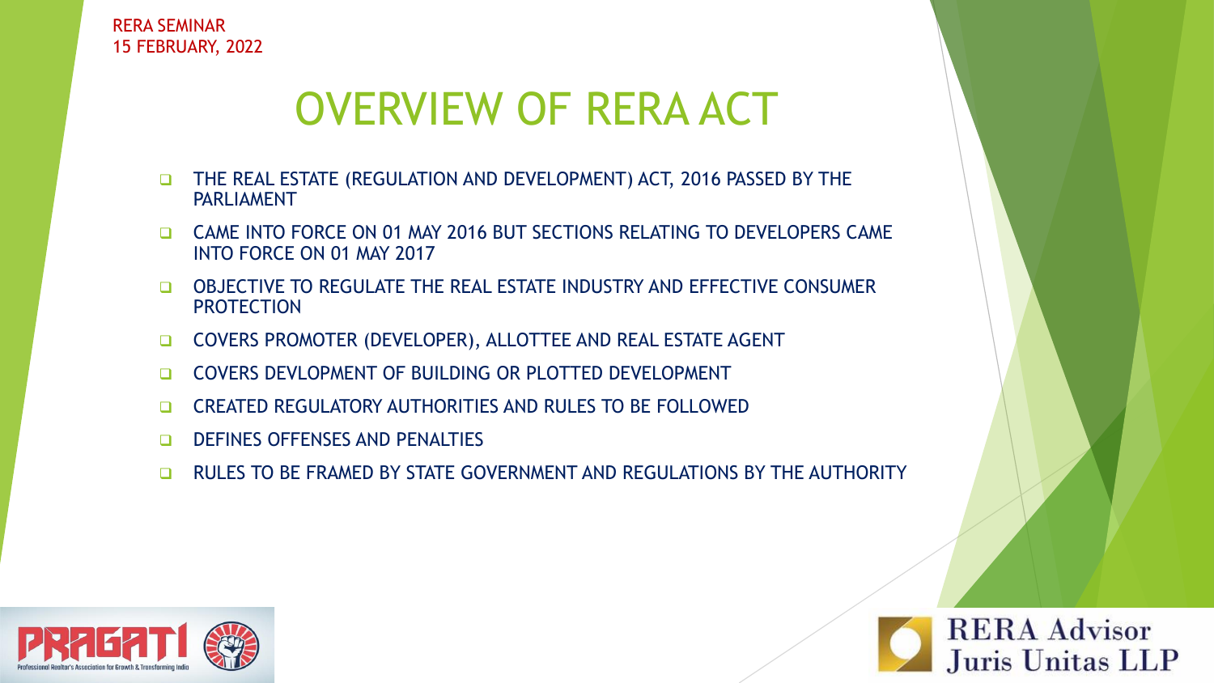RERA SEMINAR
15 FEBRUARY, 2022

# OVERVIEW OF RERA ACT

- THE REAL ESTATE (REGULATION AND DEVELOPMENT) ACT, 2016 PASSED BY THE PARLIAMENT
- CAME INTO FORCE ON 01 MAY 2016 BUT SECTIONS RELATING TO DEVELOPERS CAME INTO FORCE ON 01 MAY 2017
- OBJECTIVE TO REGULATE THE REAL ESTATE INDUSTRY AND EFFECTIVE CONSUMER PROTECTION
- COVERS PROMOTER (DEVELOPER), ALLOTTEE AND REAL ESTATE AGENT
- COVERS DEVLOPMENT OF BUILDING OR PLOTTED DEVELOPMENT
- CREATED REGULATORY AUTHORITIES AND RULES TO BE FOLLOWED
- DEFINES OFFENSES AND PENALTIES
- RULES TO BE FRAMED BY STATE GOVERNMENT AND REGULATIONS BY THE AUTHORITY

PRAGATI
Professional Realtor's Association for Growth & Transforming India

RERA Advisor
Juris Unitas LLP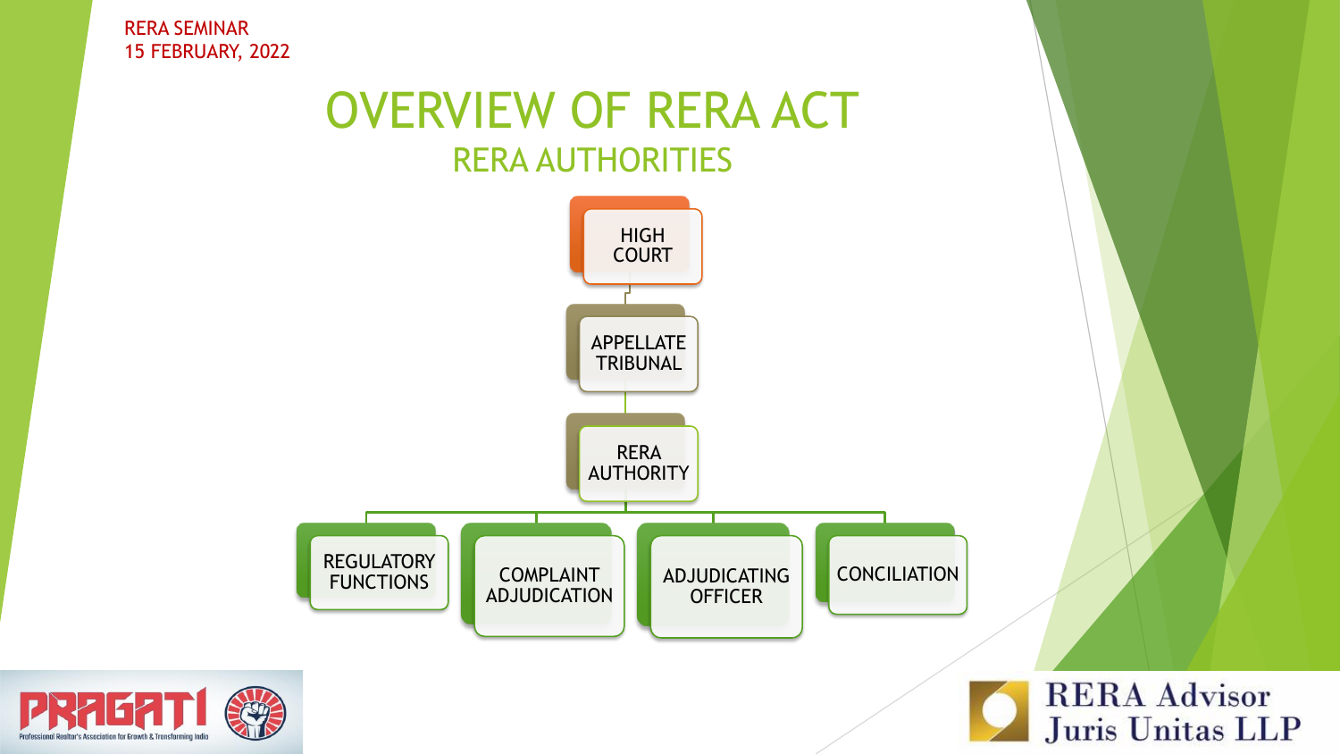RERA SEMINAR
15 FEBRUARY, 2022

# OVERVIEW OF RERA ACT

## RERA AUTHORITIES

- HIGH COURT
  - APPELLATE TRIBUNAL
    - RERA AUTHORITY
      - REGULATORY FUNCTIONS
      - COMPLAINT ADJUDICATION
      - ADJUDICATING OFFICER
      - CONCILIATION

PRAGATI
Professional Realtor's Association for Growth & Transforming India

RERA Advisor
Juris Unitas LLP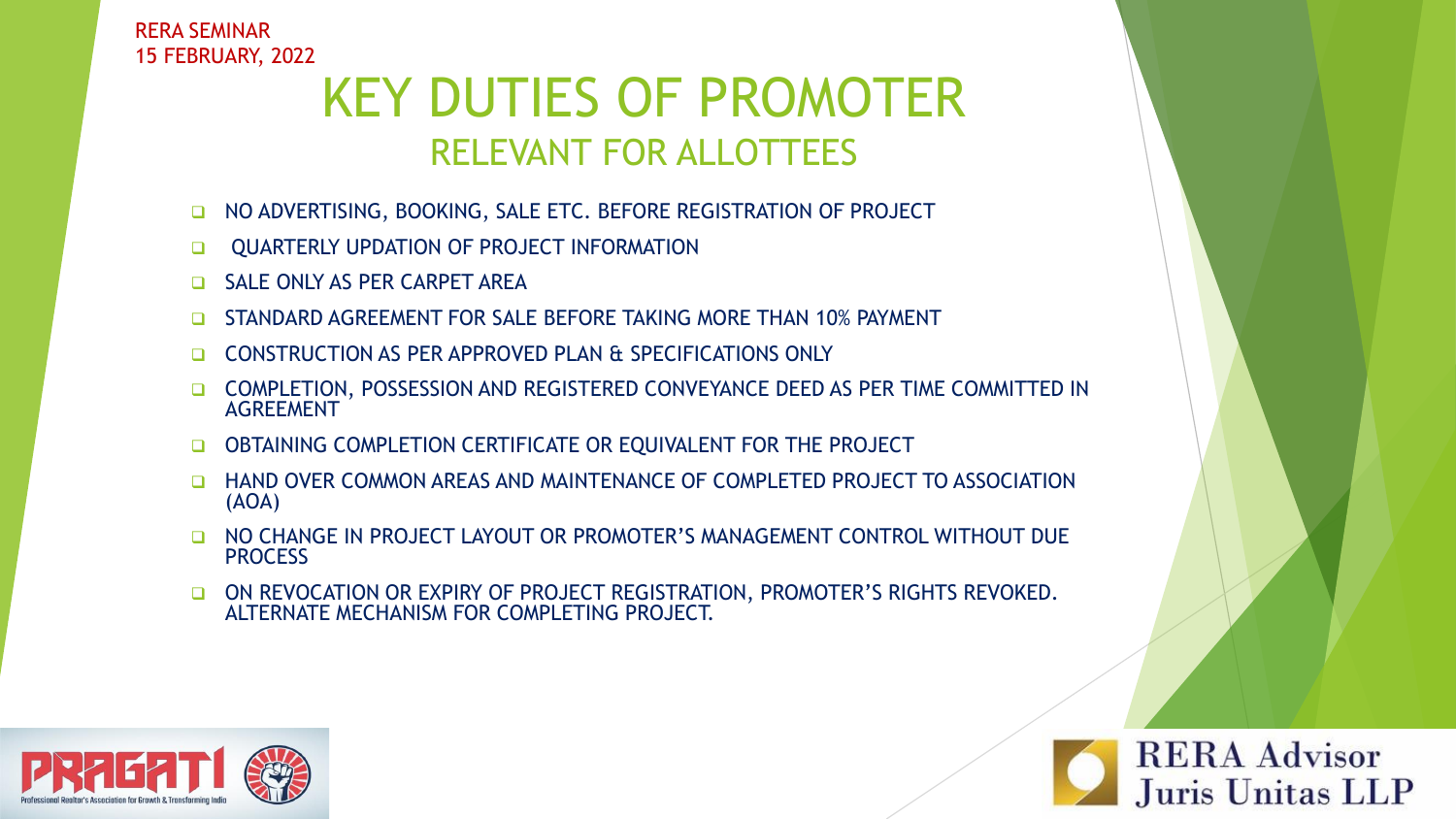RERA SEMINAR
15 FEBRUARY, 2022

# KEY DUTIES OF PROMOTER

## RELEVANT FOR ALLOTTEES

- NO ADVERTISING, BOOKING, SALE ETC. BEFORE REGISTRATION OF PROJECT
- QUARTERLY UPDATION OF PROJECT INFORMATION
- SALE ONLY AS PER CARPET AREA
- STANDARD AGREEMENT FOR SALE BEFORE TAKING MORE THAN 10% PAYMENT
- CONSTRUCTION AS PER APPROVED PLAN & SPECIFICATIONS ONLY
- COMPLETION, POSSESSION AND REGISTERED CONVEYANCE DEED AS PER TIME COMMITTED IN AGREEMENT
- OBTAINING COMPLETION CERTIFICATE OR EQUIVALENT FOR THE PROJECT
- HAND OVER COMMON AREAS AND MAINTENANCE OF COMPLETED PROJECT TO ASSOCIATION (AOA)
- NO CHANGE IN PROJECT LAYOUT OR PROMOTER'S MANAGEMENT CONTROL WITHOUT DUE PROCESS
- ON REVOCATION OR EXPIRY OF PROJECT REGISTRATION, PROMOTER'S RIGHTS REVOKED. ALTERNATE MECHANISM FOR COMPLETING PROJECT.

PRAGATI – Professional Realtor's Association for Growth & Transforming India

RERA Advisor Juris Unitas LLP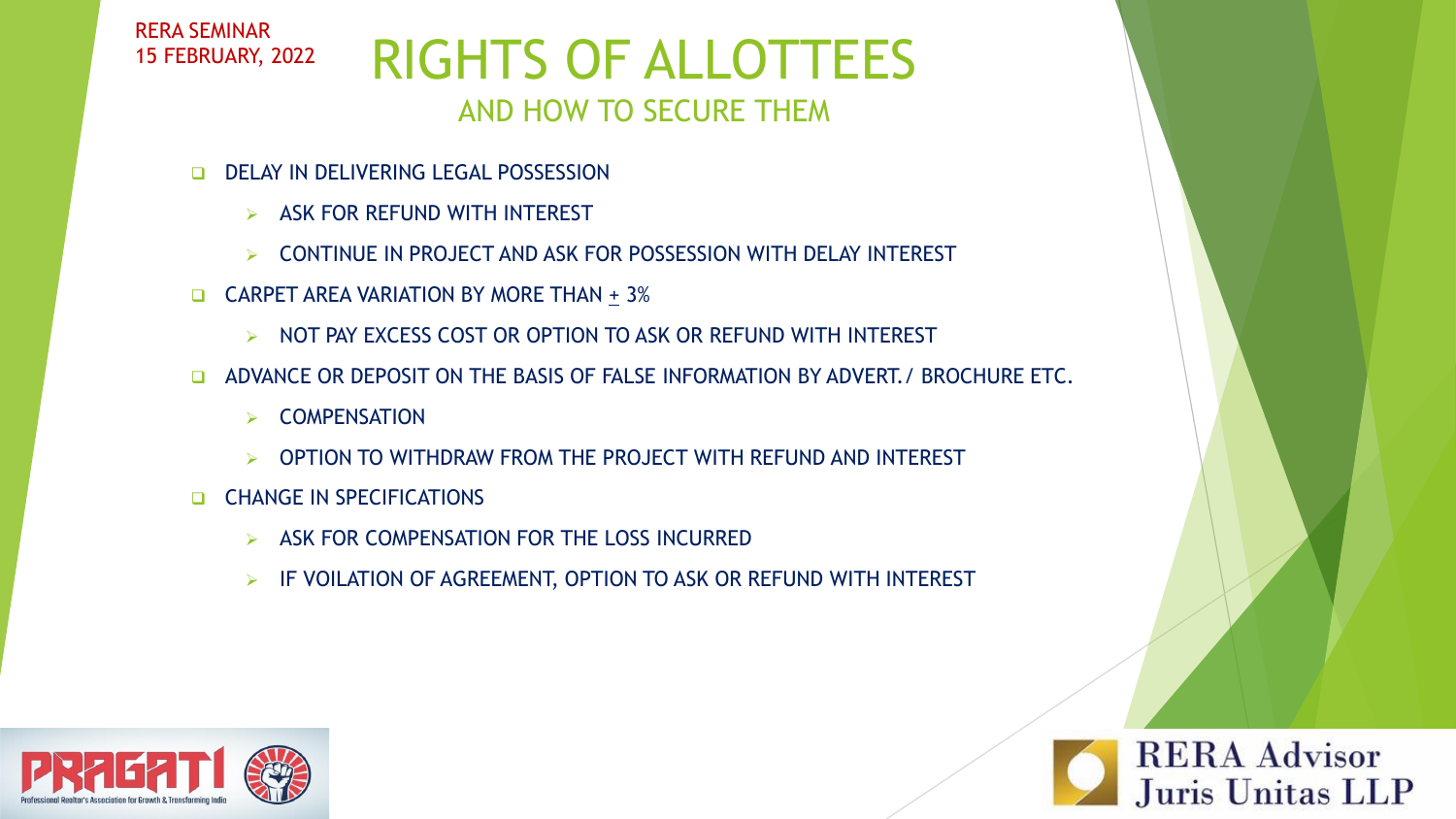RERA SEMINAR
15 FEBRUARY, 2022

# RIGHTS OF ALLOTTEES

## AND HOW TO SECURE THEM

- DELAY IN DELIVERING LEGAL POSSESSION
  - ASK FOR REFUND WITH INTEREST
  - CONTINUE IN PROJECT AND ASK FOR POSSESSION WITH DELAY INTEREST
- CARPET AREA VARIATION BY MORE THAN $\pm$ 3%
  - NOT PAY EXCESS COST OR OPTION TO ASK OR REFUND WITH INTEREST
- ADVANCE OR DEPOSIT ON THE BASIS OF FALSE INFORMATION BY ADVERT./ BROCHURE ETC.
  - COMPENSATION
  - OPTION TO WITHDRAW FROM THE PROJECT WITH REFUND AND INTEREST
- CHANGE IN SPECIFICATIONS
  - ASK FOR COMPENSATION FOR THE LOSS INCURRED
  - IF VOILATION OF AGREEMENT, OPTION TO ASK OR REFUND WITH INTEREST

PRAGATI
Professional Realtor's Association for Growth & Transforming India

RERA Advisor
Juris Unitas LLP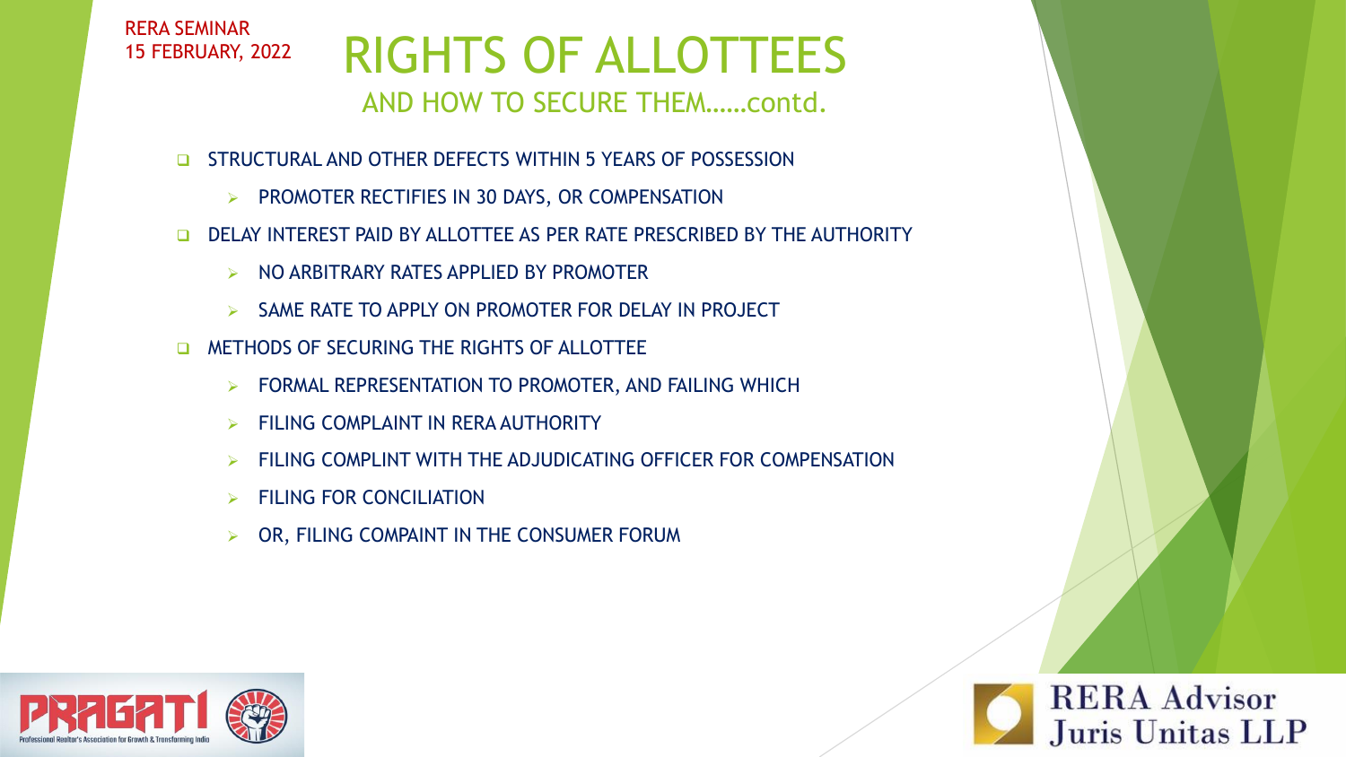RERA SEMINAR
15 FEBRUARY, 2022

# RIGHTS OF ALLOTTEES

## AND HOW TO SECURE THEM……contd.

- STRUCTURAL AND OTHER DEFECTS WITHIN 5 YEARS OF POSSESSION
  - PROMOTER RECTIFIES IN 30 DAYS, OR COMPENSATION
- DELAY INTEREST PAID BY ALLOTTEE AS PER RATE PRESCRIBED BY THE AUTHORITY
  - NO ARBITRARY RATES APPLIED BY PROMOTER
  - SAME RATE TO APPLY ON PROMOTER FOR DELAY IN PROJECT
- METHODS OF SECURING THE RIGHTS OF ALLOTTEE
  - FORMAL REPRESENTATION TO PROMOTER, AND FAILING WHICH
  - FILING COMPLAINT IN RERA AUTHORITY
  - FILING COMPLINT WITH THE ADJUDICATING OFFICER FOR COMPENSATION
  - FILING FOR CONCILIATION
  - OR, FILING COMPAINT IN THE CONSUMER FORUM

PRAGATI
Professional Realtor's Association for Growth & Transforming India

RERA Advisor
Juris Unitas LLP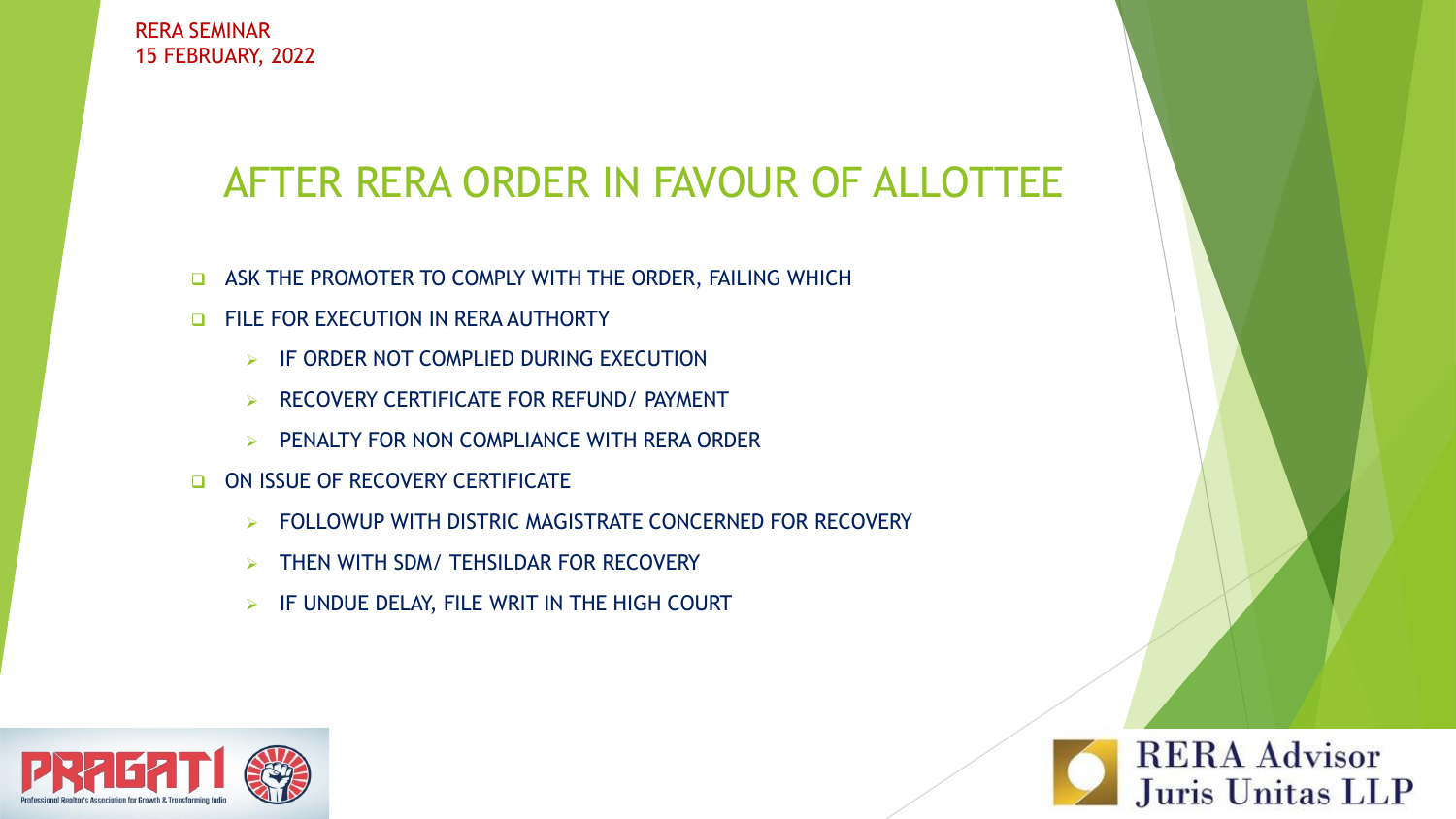RERA SEMINAR
15 FEBRUARY, 2022

# AFTER RERA ORDER IN FAVOUR OF ALLOTTEE

- ASK THE PROMOTER TO COMPLY WITH THE ORDER, FAILING WHICH
- FILE FOR EXECUTION IN RERA AUTHORTY
  - IF ORDER NOT COMPLIED DURING EXECUTION
  - RECOVERY CERTIFICATE FOR REFUND/ PAYMENT
  - PENALTY FOR NON COMPLIANCE WITH RERA ORDER
- ON ISSUE OF RECOVERY CERTIFICATE
  - FOLLOWUP WITH DISTRIC MAGISTRATE CONCERNED FOR RECOVERY
  - THEN WITH SDM/ TEHSILDAR FOR RECOVERY
  - IF UNDUE DELAY, FILE WRIT IN THE HIGH COURT

PRAGATI – Professional Realtor's Association for Growth & Transforming India

RERA Advisor
Juris Unitas LLP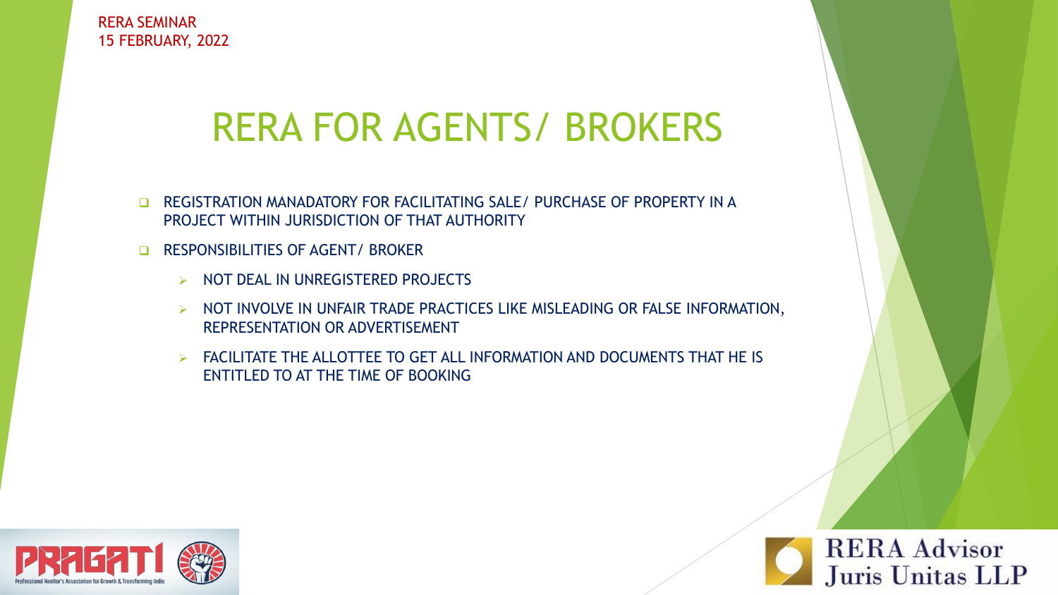RERA SEMINAR
15 FEBRUARY, 2022

# RERA FOR AGENTS/ BROKERS

- REGISTRATION MANADATORY FOR FACILITATING SALE/ PURCHASE OF PROPERTY IN A PROJECT WITHIN JURISDICTION OF THAT AUTHORITY
- RESPONSIBILITIES OF AGENT/ BROKER
  - NOT DEAL IN UNREGISTERED PROJECTS
  - NOT INVOLVE IN UNFAIR TRADE PRACTICES LIKE MISLEADING OR FALSE INFORMATION, REPRESENTATION OR ADVERTISEMENT
  - FACILITATE THE ALLOTTEE TO GET ALL INFORMATION AND DOCUMENTS THAT HE IS ENTITLED TO AT THE TIME OF BOOKING

PRAGATI
Professional Realtor's Association for Growth & Transforming India

RERA Advisor
Juris Unitas LLP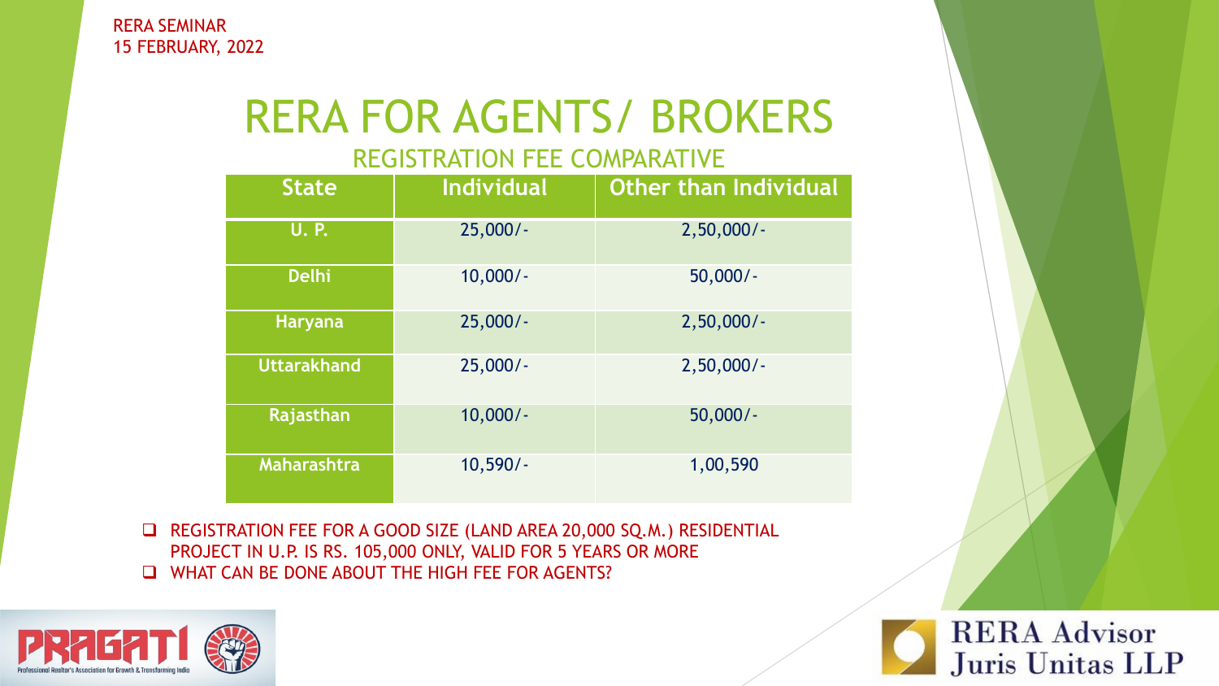RERA SEMINAR
15 FEBRUARY, 2022

# RERA FOR AGENTS/ BROKERS

## REGISTRATION FEE COMPARATIVE

| State | Individual | Other than Individual |
|---|---|---|
| U. P. | 25,000/- | 2,50,000/- |
| Delhi | 10,000/- | 50,000/- |
| Haryana | 25,000/- | 2,50,000/- |
| Uttarakhand | 25,000/- | 2,50,000/- |
| Rajasthan | 10,000/- | 50,000/- |
| Maharashtra | 10,590/- | 1,00,590 |

- REGISTRATION FEE FOR A GOOD SIZE (LAND AREA 20,000 SQ.M.) RESIDENTIAL PROJECT IN U.P. IS RS. 105,000 ONLY, VALID FOR 5 YEARS OR MORE
- WHAT CAN BE DONE ABOUT THE HIGH FEE FOR AGENTS?

PRAGATI
Professional Realtor's Association for Growth & Transforming India

RERA Advisor
Juris Unitas LLP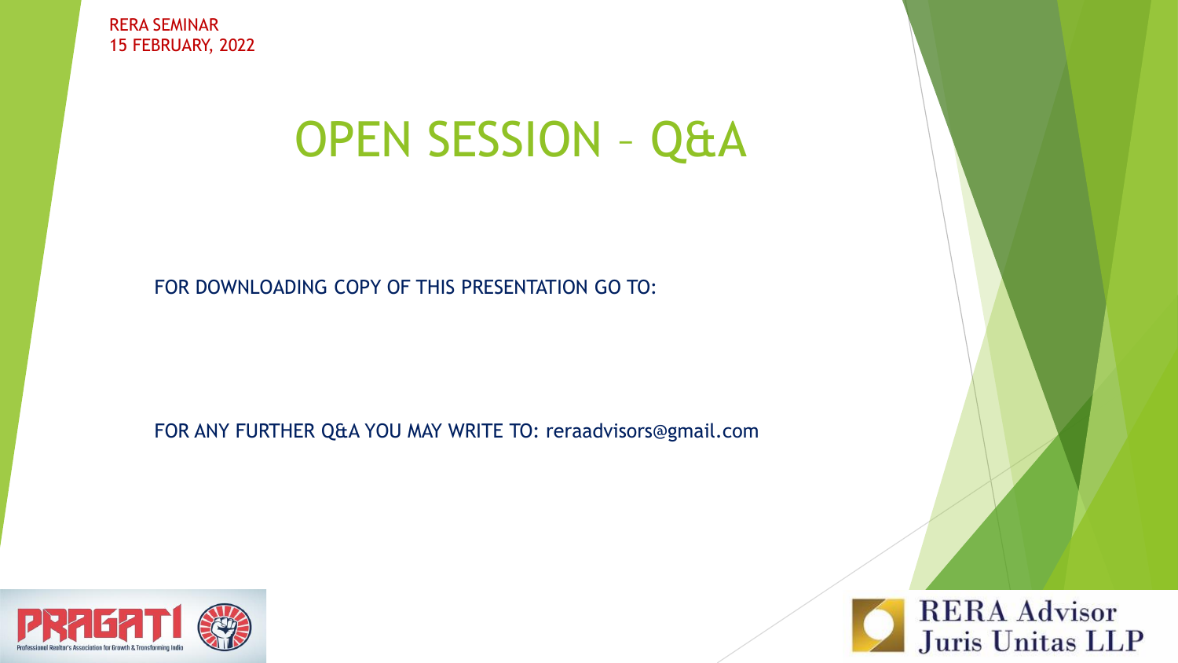RERA SEMINAR
15 FEBRUARY, 2022

# OPEN SESSION – Q&A

FOR DOWNLOADING COPY OF THIS PRESENTATION GO TO:

FOR ANY FURTHER Q&A YOU MAY WRITE TO: reraadvisors@gmail.com

PRAGATI
Professional Realtor's Association for Growth & Transforming India

RERA Advisor
Juris Unitas LLP